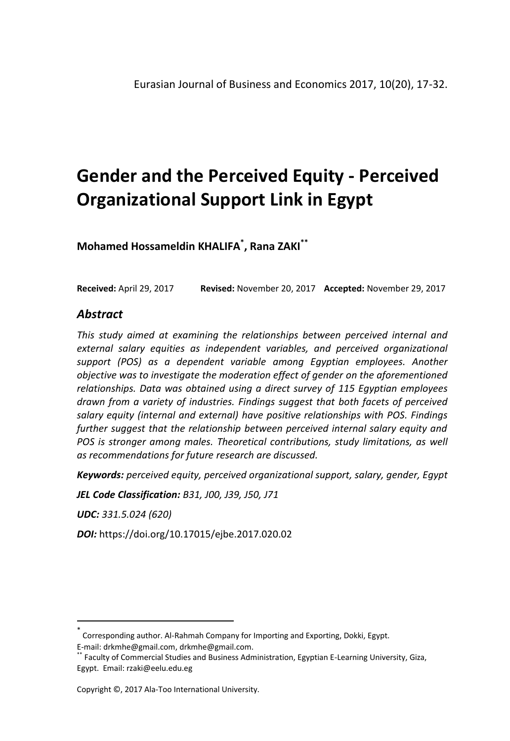# Gender and the Perceived Equity - Perceived Organizational Support Link in Egypt

**Mohamed Hossameldin KHALIFA**[*]**, Rana ZAKI**[**]

**Received:** April 29, 2017 **Revised:** November 20, 2017 **Accepted:** November 29, 2017

## *Abstract*

*This study aimed at examining the relationships between perceived internal and external salary equities as independent variables, and perceived organizational support (POS) as a dependent variable among Egyptian employees. Another objective was to investigate the moderation effect of gender on the aforementioned relationships. Data was obtained using a direct survey of 115 Egyptian employees drawn from a variety of industries. Findings suggest that both facets of perceived salary equity (internal and external) have positive relationships with POS. Findings further suggest that the relationship between perceived internal salary equity and POS is stronger among males. Theoretical contributions, study limitations, as well as recommendations for future research are discussed.*

***Keywords:*** *perceived equity, perceived organizational support, salary, gender, Egypt*

***JEL Code Classification:*** *B31, J00, J39, J50, J71*

***UDC:*** *331.5.024 (620)*

***DOI:*** https://doi.org/10.17015/ejbe.2017.020.02

---

[*] Corresponding author. Al-Rahmah Company for Importing and Exporting, Dokki, Egypt. E-mail: drkmhe@gmail.com, drkmhe@gmail.com.

[**] Faculty of Commercial Studies and Business Administration, Egyptian E-Learning University, Giza, Egypt. Email: rzaki@eelu.edu.eg

Copyright ©, 2017 Ala-Too International University.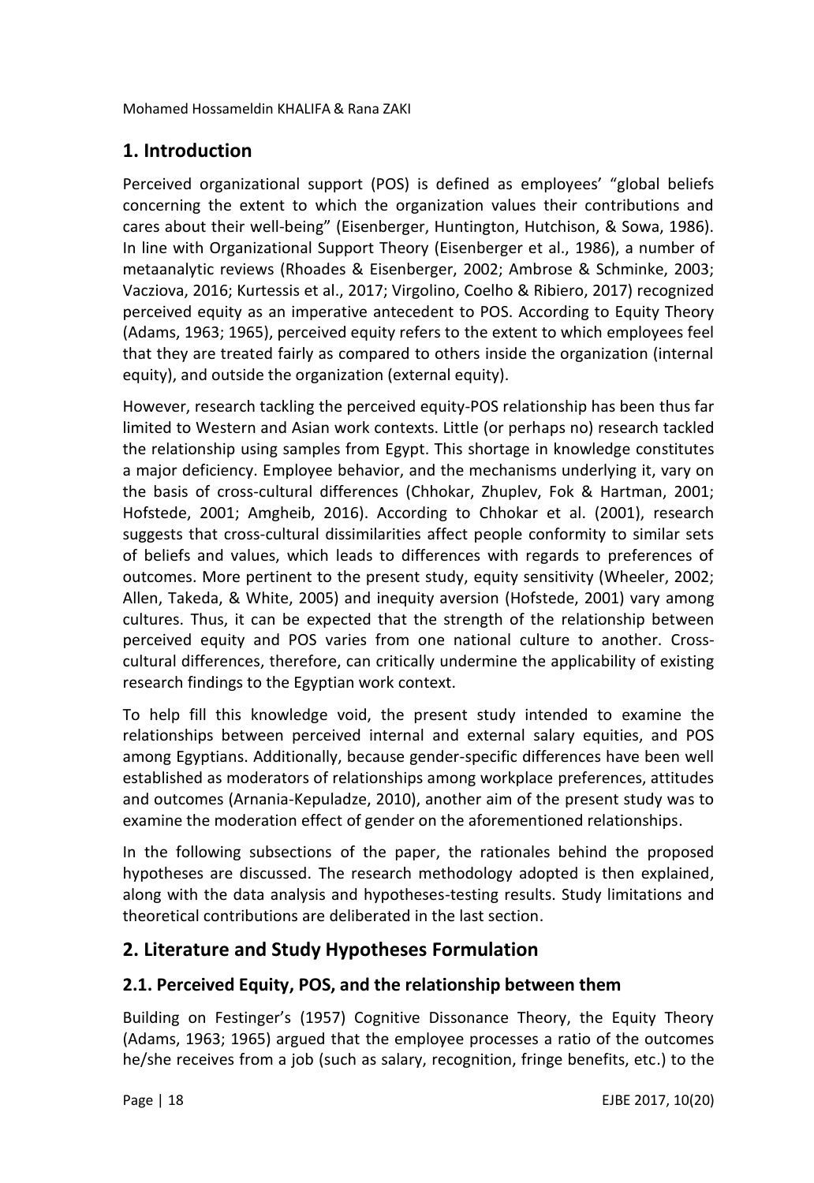## 1. Introduction

Perceived organizational support (POS) is defined as employees' "global beliefs concerning the extent to which the organization values their contributions and cares about their well-being" (Eisenberger, Huntington, Hutchison, & Sowa, 1986). In line with Organizational Support Theory (Eisenberger et al., 1986), a number of metaanalytic reviews (Rhoades & Eisenberger, 2002; Ambrose & Schminke, 2003; Vacziova, 2016; Kurtessis et al., 2017; Virgolino, Coelho & Ribiero, 2017) recognized perceived equity as an imperative antecedent to POS. According to Equity Theory (Adams, 1963; 1965), perceived equity refers to the extent to which employees feel that they are treated fairly as compared to others inside the organization (internal equity), and outside the organization (external equity).

However, research tackling the perceived equity-POS relationship has been thus far limited to Western and Asian work contexts. Little (or perhaps no) research tackled the relationship using samples from Egypt. This shortage in knowledge constitutes a major deficiency. Employee behavior, and the mechanisms underlying it, vary on the basis of cross-cultural differences (Chhokar, Zhuplev, Fok & Hartman, 2001; Hofstede, 2001; Amgheib, 2016). According to Chhokar et al. (2001), research suggests that cross-cultural dissimilarities affect people conformity to similar sets of beliefs and values, which leads to differences with regards to preferences of outcomes. More pertinent to the present study, equity sensitivity (Wheeler, 2002; Allen, Takeda, & White, 2005) and inequity aversion (Hofstede, 2001) vary among cultures. Thus, it can be expected that the strength of the relationship between perceived equity and POS varies from one national culture to another. Cross-cultural differences, therefore, can critically undermine the applicability of existing research findings to the Egyptian work context.

To help fill this knowledge void, the present study intended to examine the relationships between perceived internal and external salary equities, and POS among Egyptians. Additionally, because gender-specific differences have been well established as moderators of relationships among workplace preferences, attitudes and outcomes (Arnania-Kepuladze, 2010), another aim of the present study was to examine the moderation effect of gender on the aforementioned relationships.

In the following subsections of the paper, the rationales behind the proposed hypotheses are discussed. The research methodology adopted is then explained, along with the data analysis and hypotheses-testing results. Study limitations and theoretical contributions are deliberated in the last section.

## 2. Literature and Study Hypotheses Formulation

### 2.1. Perceived Equity, POS, and the relationship between them

Building on Festinger's (1957) Cognitive Dissonance Theory, the Equity Theory (Adams, 1963; 1965) argued that the employee processes a ratio of the outcomes he/she receives from a job (such as salary, recognition, fringe benefits, etc.) to the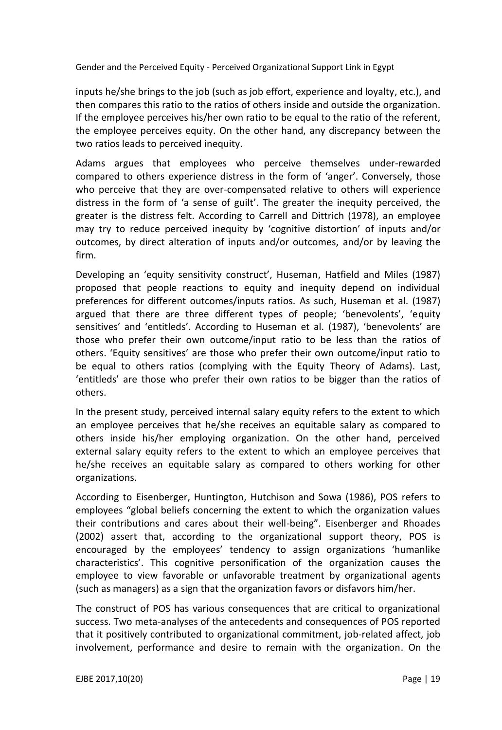inputs he/she brings to the job (such as job effort, experience and loyalty, etc.), and then compares this ratio to the ratios of others inside and outside the organization. If the employee perceives his/her own ratio to be equal to the ratio of the referent, the employee perceives equity. On the other hand, any discrepancy between the two ratios leads to perceived inequity.

Adams argues that employees who perceive themselves under-rewarded compared to others experience distress in the form of 'anger'. Conversely, those who perceive that they are over-compensated relative to others will experience distress in the form of 'a sense of guilt'. The greater the inequity perceived, the greater is the distress felt. According to Carrell and Dittrich (1978), an employee may try to reduce perceived inequity by 'cognitive distortion' of inputs and/or outcomes, by direct alteration of inputs and/or outcomes, and/or by leaving the firm.

Developing an 'equity sensitivity construct', Huseman, Hatfield and Miles (1987) proposed that people reactions to equity and inequity depend on individual preferences for different outcomes/inputs ratios. As such, Huseman et al. (1987) argued that there are three different types of people; 'benevolents', 'equity sensitives' and 'entitleds'. According to Huseman et al. (1987), 'benevolents' are those who prefer their own outcome/input ratio to be less than the ratios of others. 'Equity sensitives' are those who prefer their own outcome/input ratio to be equal to others ratios (complying with the Equity Theory of Adams). Last, 'entitleds' are those who prefer their own ratios to be bigger than the ratios of others.

In the present study, perceived internal salary equity refers to the extent to which an employee perceives that he/she receives an equitable salary as compared to others inside his/her employing organization. On the other hand, perceived external salary equity refers to the extent to which an employee perceives that he/she receives an equitable salary as compared to others working for other organizations.

According to Eisenberger, Huntington, Hutchison and Sowa (1986), POS refers to employees "global beliefs concerning the extent to which the organization values their contributions and cares about their well-being". Eisenberger and Rhoades (2002) assert that, according to the organizational support theory, POS is encouraged by the employees' tendency to assign organizations 'humanlike characteristics'. This cognitive personification of the organization causes the employee to view favorable or unfavorable treatment by organizational agents (such as managers) as a sign that the organization favors or disfavors him/her.

The construct of POS has various consequences that are critical to organizational success. Two meta-analyses of the antecedents and consequences of POS reported that it positively contributed to organizational commitment, job-related affect, job involvement, performance and desire to remain with the organization. On the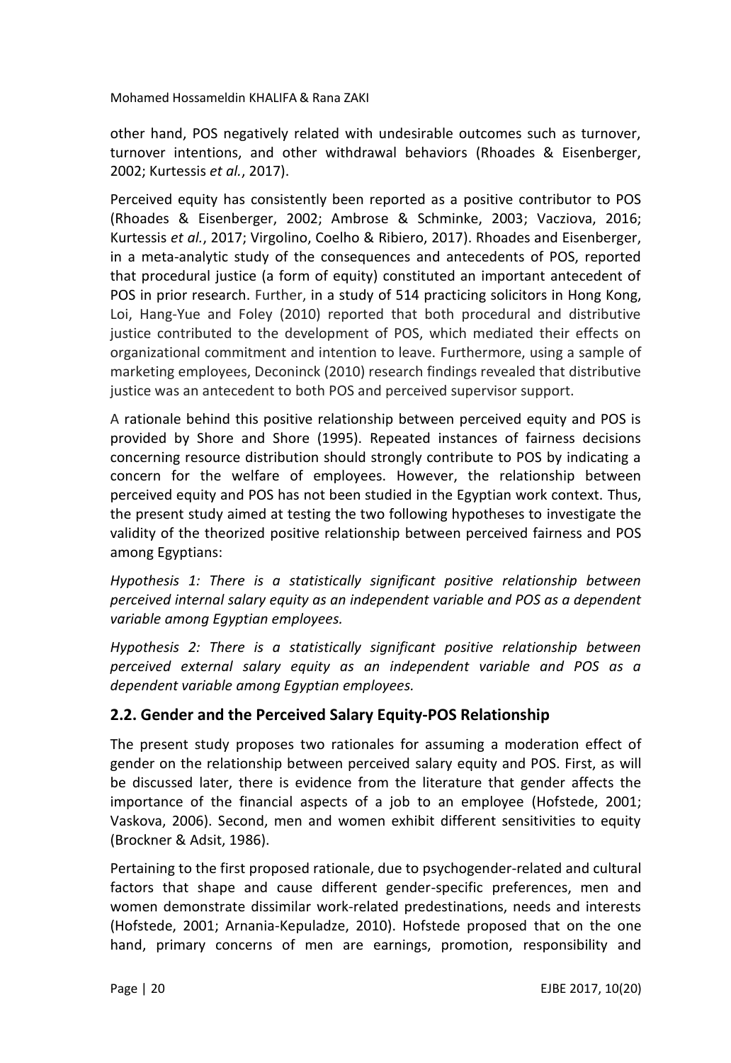other hand, POS negatively related with undesirable outcomes such as turnover, turnover intentions, and other withdrawal behaviors (Rhoades & Eisenberger, 2002; Kurtessis *et al.*, 2017).

Perceived equity has consistently been reported as a positive contributor to POS (Rhoades & Eisenberger, 2002; Ambrose & Schminke, 2003; Vacziova, 2016; Kurtessis *et al.*, 2017; Virgolino, Coelho & Ribiero, 2017). Rhoades and Eisenberger, in a meta-analytic study of the consequences and antecedents of POS, reported that procedural justice (a form of equity) constituted an important antecedent of POS in prior research. Further, in a study of 514 practicing solicitors in Hong Kong, Loi, Hang-Yue and Foley (2010) reported that both procedural and distributive justice contributed to the development of POS, which mediated their effects on organizational commitment and intention to leave. Furthermore, using a sample of marketing employees, Deconinck (2010) research findings revealed that distributive justice was an antecedent to both POS and perceived supervisor support.

A rationale behind this positive relationship between perceived equity and POS is provided by Shore and Shore (1995). Repeated instances of fairness decisions concerning resource distribution should strongly contribute to POS by indicating a concern for the welfare of employees. However, the relationship between perceived equity and POS has not been studied in the Egyptian work context. Thus, the present study aimed at testing the two following hypotheses to investigate the validity of the theorized positive relationship between perceived fairness and POS among Egyptians:

*Hypothesis 1: There is a statistically significant positive relationship between perceived internal salary equity as an independent variable and POS as a dependent variable among Egyptian employees.*

*Hypothesis 2: There is a statistically significant positive relationship between perceived external salary equity as an independent variable and POS as a dependent variable among Egyptian employees.*

## 2.2. Gender and the Perceived Salary Equity-POS Relationship

The present study proposes two rationales for assuming a moderation effect of gender on the relationship between perceived salary equity and POS. First, as will be discussed later, there is evidence from the literature that gender affects the importance of the financial aspects of a job to an employee (Hofstede, 2001; Vaskova, 2006). Second, men and women exhibit different sensitivities to equity (Brockner & Adsit, 1986).

Pertaining to the first proposed rationale, due to psychogender-related and cultural factors that shape and cause different gender-specific preferences, men and women demonstrate dissimilar work-related predestinations, needs and interests (Hofstede, 2001; Arnania-Kepuladze, 2010). Hofstede proposed that on the one hand, primary concerns of men are earnings, promotion, responsibility and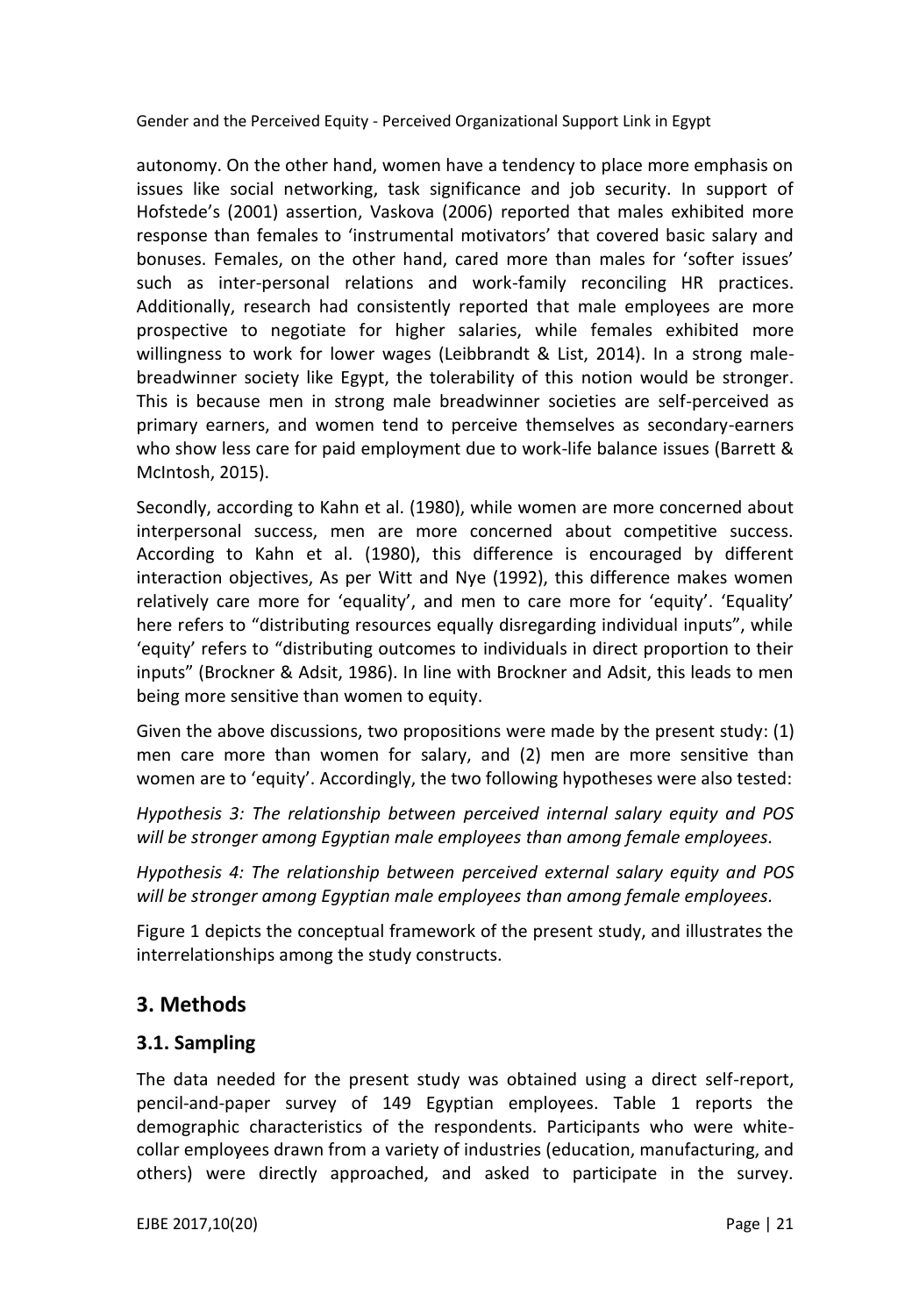autonomy. On the other hand, women have a tendency to place more emphasis on issues like social networking, task significance and job security. In support of Hofstede's (2001) assertion, Vaskova (2006) reported that males exhibited more response than females to 'instrumental motivators' that covered basic salary and bonuses. Females, on the other hand, cared more than males for 'softer issues' such as inter-personal relations and work-family reconciling HR practices. Additionally, research had consistently reported that male employees are more prospective to negotiate for higher salaries, while females exhibited more willingness to work for lower wages (Leibbrandt & List, 2014). In a strong male-breadwinner society like Egypt, the tolerability of this notion would be stronger. This is because men in strong male breadwinner societies are self-perceived as primary earners, and women tend to perceive themselves as secondary-earners who show less care for paid employment due to work-life balance issues (Barrett & McIntosh, 2015).

Secondly, according to Kahn et al. (1980), while women are more concerned about interpersonal success, men are more concerned about competitive success. According to Kahn et al. (1980), this difference is encouraged by different interaction objectives, As per Witt and Nye (1992), this difference makes women relatively care more for 'equality', and men to care more for 'equity'. 'Equality' here refers to "distributing resources equally disregarding individual inputs", while 'equity' refers to "distributing outcomes to individuals in direct proportion to their inputs" (Brockner & Adsit, 1986). In line with Brockner and Adsit, this leads to men being more sensitive than women to equity.

Given the above discussions, two propositions were made by the present study: (1) men care more than women for salary, and (2) men are more sensitive than women are to 'equity'. Accordingly, the two following hypotheses were also tested:

*Hypothesis 3: The relationship between perceived internal salary equity and POS will be stronger among Egyptian male employees than among female employees.*

*Hypothesis 4: The relationship between perceived external salary equity and POS will be stronger among Egyptian male employees than among female employees.*

Figure 1 depicts the conceptual framework of the present study, and illustrates the interrelationships among the study constructs.

## 3. Methods

### 3.1. Sampling

The data needed for the present study was obtained using a direct self-report, pencil-and-paper survey of 149 Egyptian employees. Table 1 reports the demographic characteristics of the respondents. Participants who were white-collar employees drawn from a variety of industries (education, manufacturing, and others) were directly approached, and asked to participate in the survey.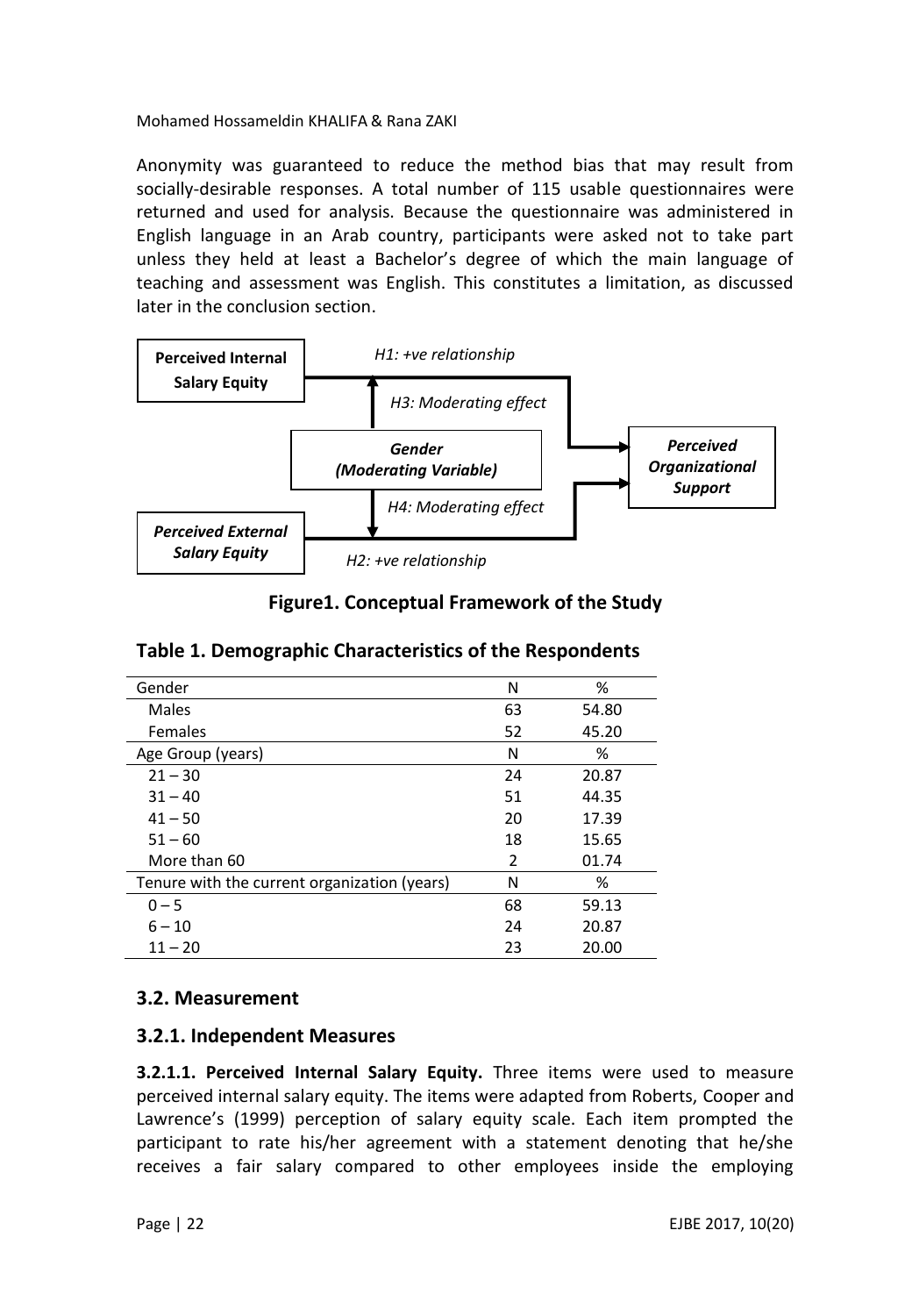Anonymity was guaranteed to reduce the method bias that may result from socially-desirable responses. A total number of 115 usable questionnaires were returned and used for analysis. Because the questionnaire was administered in English language in an Arab country, participants were asked not to take part unless they held at least a Bachelor's degree of which the main language of teaching and assessment was English. This constitutes a limitation, as discussed later in the conclusion section.

**Perceived Internal Salary Equity**

*H1: +ve relationship*

*H3: Moderating effect*

***Gender (Moderating Variable)***

*H4: Moderating effect*

***Perceived External Salary Equity***

*H2: +ve relationship*

***Perceived Organizational Support***

**Figure1. Conceptual Framework of the Study**

**Table 1. Demographic Characteristics of the Respondents**

| Gender | N | % |
|---|---|---|
| Males | 63 | 54.80 |
| Females | 52 | 45.20 |
| **Age Group (years)** | **N** | **%** |
| 21 – 30 | 24 | 20.87 |
| 31 – 40 | 51 | 44.35 |
| 41 – 50 | 20 | 17.39 |
| 51 – 60 | 18 | 15.65 |
| More than 60 | 2 | 01.74 |
| **Tenure with the current organization (years)** | **N** | **%** |
| 0 – 5 | 68 | 59.13 |
| 6 – 10 | 24 | 20.87 |
| 11 – 20 | 23 | 20.00 |

### 3.2. Measurement

### 3.2.1. Independent Measures

**3.2.1.1. Perceived Internal Salary Equity.** Three items were used to measure perceived internal salary equity. The items were adapted from Roberts, Cooper and Lawrence's (1999) perception of salary equity scale. Each item prompted the participant to rate his/her agreement with a statement denoting that he/she receives a fair salary compared to other employees inside the employing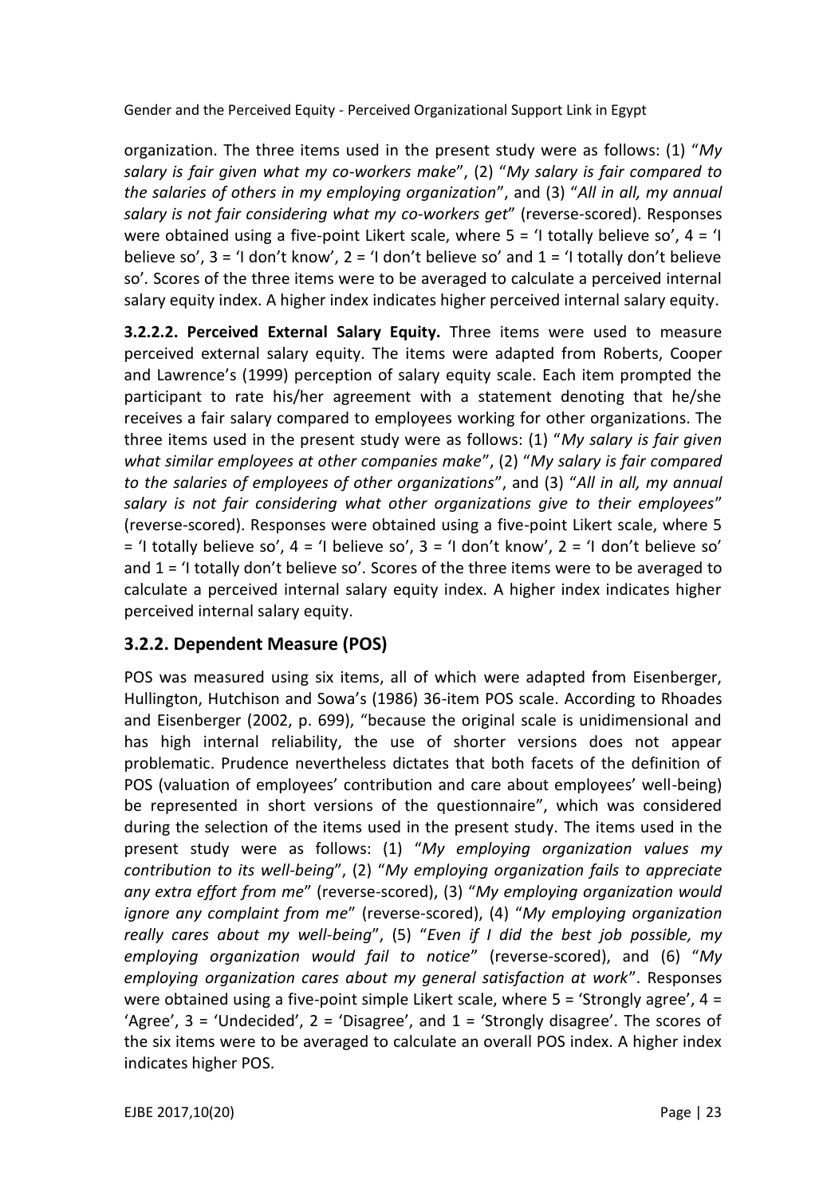organization. The three items used in the present study were as follows: (1) "*My salary is fair given what my co-workers make*", (2) "*My salary is fair compared to the salaries of others in my employing organization*", and (3) "*All in all, my annual salary is not fair considering what my co-workers get*" (reverse-scored). Responses were obtained using a five-point Likert scale, where 5 = 'I totally believe so', 4 = 'I believe so', 3 = 'I don't know', 2 = 'I don't believe so' and 1 = 'I totally don't believe so'. Scores of the three items were to be averaged to calculate a perceived internal salary equity index. A higher index indicates higher perceived internal salary equity.

**3.2.2.2. Perceived External Salary Equity.** Three items were used to measure perceived external salary equity. The items were adapted from Roberts, Cooper and Lawrence's (1999) perception of salary equity scale. Each item prompted the participant to rate his/her agreement with a statement denoting that he/she receives a fair salary compared to employees working for other organizations. The three items used in the present study were as follows: (1) "*My salary is fair given what similar employees at other companies make*", (2) "*My salary is fair compared to the salaries of employees of other organizations*", and (3) "*All in all, my annual salary is not fair considering what other organizations give to their employees*" (reverse-scored). Responses were obtained using a five-point Likert scale, where 5 = 'I totally believe so', 4 = 'I believe so', 3 = 'I don't know', 2 = 'I don't believe so' and 1 = 'I totally don't believe so'. Scores of the three items were to be averaged to calculate a perceived internal salary equity index. A higher index indicates higher perceived internal salary equity.

## 3.2.2. Dependent Measure (POS)

POS was measured using six items, all of which were adapted from Eisenberger, Hullington, Hutchison and Sowa's (1986) 36-item POS scale. According to Rhoades and Eisenberger (2002, p. 699), "because the original scale is unidimensional and has high internal reliability, the use of shorter versions does not appear problematic. Prudence nevertheless dictates that both facets of the definition of POS (valuation of employees' contribution and care about employees' well-being) be represented in short versions of the questionnaire", which was considered during the selection of the items used in the present study. The items used in the present study were as follows: (1) "*My employing organization values my contribution to its well-being*", (2) "*My employing organization fails to appreciate any extra effort from me*" (reverse-scored), (3) "*My employing organization would ignore any complaint from me*" (reverse-scored), (4) "*My employing organization really cares about my well-being*", (5) "*Even if I did the best job possible, my employing organization would fail to notice*" (reverse-scored), and (6) "*My employing organization cares about my general satisfaction at work*". Responses were obtained using a five-point simple Likert scale, where 5 = 'Strongly agree', 4 = 'Agree', 3 = 'Undecided', 2 = 'Disagree', and 1 = 'Strongly disagree'. The scores of the six items were to be averaged to calculate an overall POS index. A higher index indicates higher POS.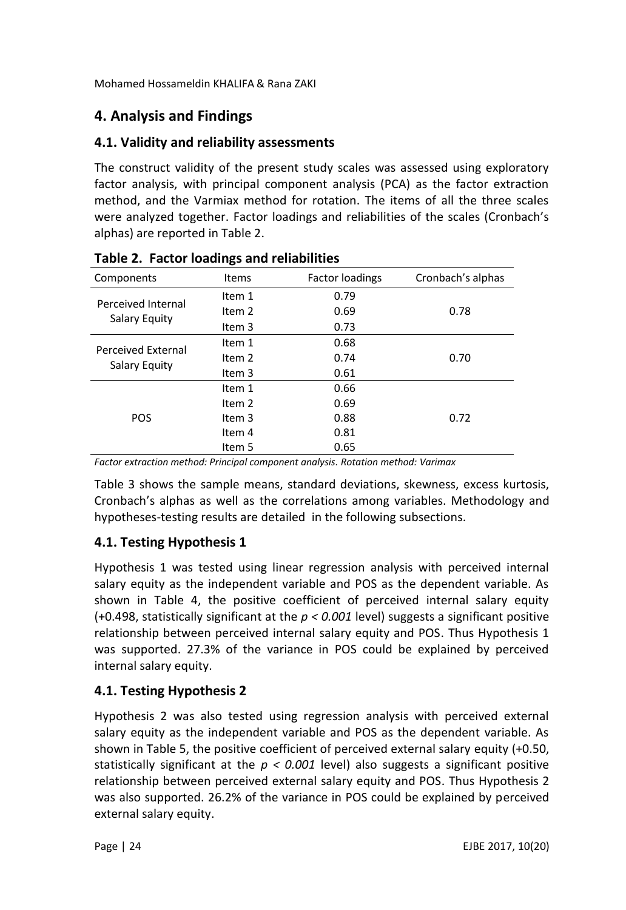## 4. Analysis and Findings

### 4.1. Validity and reliability assessments

The construct validity of the present study scales was assessed using exploratory factor analysis, with principal component analysis (PCA) as the factor extraction method, and the Varmiax method for rotation. The items of all the three scales were analyzed together. Factor loadings and reliabilities of the scales (Cronbach's alphas) are reported in Table 2.

**Table 2. Factor loadings and reliabilities**

| Components | Items | Factor loadings | Cronbach's alphas |
|---|---|---|---|
| Perceived Internal Salary Equity | Item 1 | 0.79 | 0.78 |
| | Item 2 | 0.69 | |
| | Item 3 | 0.73 | |
| Perceived External Salary Equity | Item 1 | 0.68 | 0.70 |
| | Item 2 | 0.74 | |
| | Item 3 | 0.61 | |
| POS | Item 1 | 0.66 | 0.72 |
| | Item 2 | 0.69 | |
| | Item 3 | 0.88 | |
| | Item 4 | 0.81 | |
| | Item 5 | 0.65 | |

*Factor extraction method: Principal component analysis. Rotation method: Varimax*

Table 3 shows the sample means, standard deviations, skewness, excess kurtosis, Cronbach's alphas as well as the correlations among variables. Methodology and hypotheses-testing results are detailed in the following subsections.

### 4.1. Testing Hypothesis 1

Hypothesis 1 was tested using linear regression analysis with perceived internal salary equity as the independent variable and POS as the dependent variable. As shown in Table 4, the positive coefficient of perceived internal salary equity (+0.498, statistically significant at the $p < 0.001$ level) suggests a significant positive relationship between perceived internal salary equity and POS. Thus Hypothesis 1 was supported. 27.3% of the variance in POS could be explained by perceived internal salary equity.

### 4.1. Testing Hypothesis 2

Hypothesis 2 was also tested using regression analysis with perceived external salary equity as the independent variable and POS as the dependent variable. As shown in Table 5, the positive coefficient of perceived external salary equity (+0.50, statistically significant at the $p < 0.001$ level) also suggests a significant positive relationship between perceived external salary equity and POS. Thus Hypothesis 2 was also supported. 26.2% of the variance in POS could be explained by perceived external salary equity.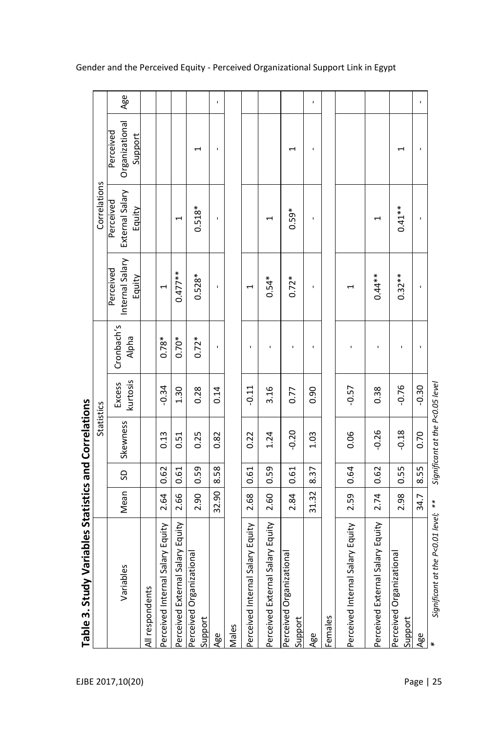**Table 3. Study Variables Statistics and Correlations**

| Variables | Statistics | | | | | Correlations | | | |
|---|---|---|---|---|---|---|---|---|---|
| | Mean | SD | Skewness | Excess kurtosis | Cronbach's Alpha | Perceived Internal Salary Equity | Perceived External Salary Equity | Perceived Organizational Support | Age |
| All respondents | | | | | | | | | |
| Perceived Internal Salary Equity | 2.64 | 0.62 | 0.13 | -0.34 | 0.78* | 1 | | | |
| Perceived External Salary Equity | 2.66 | 0.61 | 0.51 | 1.30 | 0.70* | 0.477** | 1 | | |
| Perceived Organizational Support | 2.90 | 0.59 | 0.25 | 0.28 | 0.72* | 0.528* | 0.518* | 1 | |
| Age | 32.90 | 8.58 | 0.82 | 0.14 | - | - | - | - | - |
| Males | | | | | | | | | |
| Perceived Internal Salary Equity | 2.68 | 0.61 | 0.22 | -0.11 | - | 1 | | | |
| Perceived External Salary Equity | 2.60 | 0.59 | 1.24 | 3.16 | - | 0.54* | 1 | | |
| Perceived Organizational Support | 2.84 | 0.61 | -0.20 | 0.77 | - | 0.72* | 0.59* | 1 | |
| Age | 31.32 | 8.37 | 1.03 | 0.90 | - | - | - | - | - |
| Females | | | | | | | | | |
| Perceived Internal Salary Equity | 2.59 | 0.64 | 0.06 | -0.57 | - | 1 | | | |
| Perceived External Salary Equity | 2.74 | 0.62 | -0.26 | 0.38 | - | 0.44** | 1 | | |
| Perceived Organizational Support | 2.98 | 0.55 | -0.18 | -0.76 | - | 0.32** | 0.41** | 1 | |
| Age | 34.7 | 8.55 | 0.70 | -0.30 | - | - | - | - | - |

\* *Significant at the P<0.01 level; \*\* Significant at the P<0.05 level*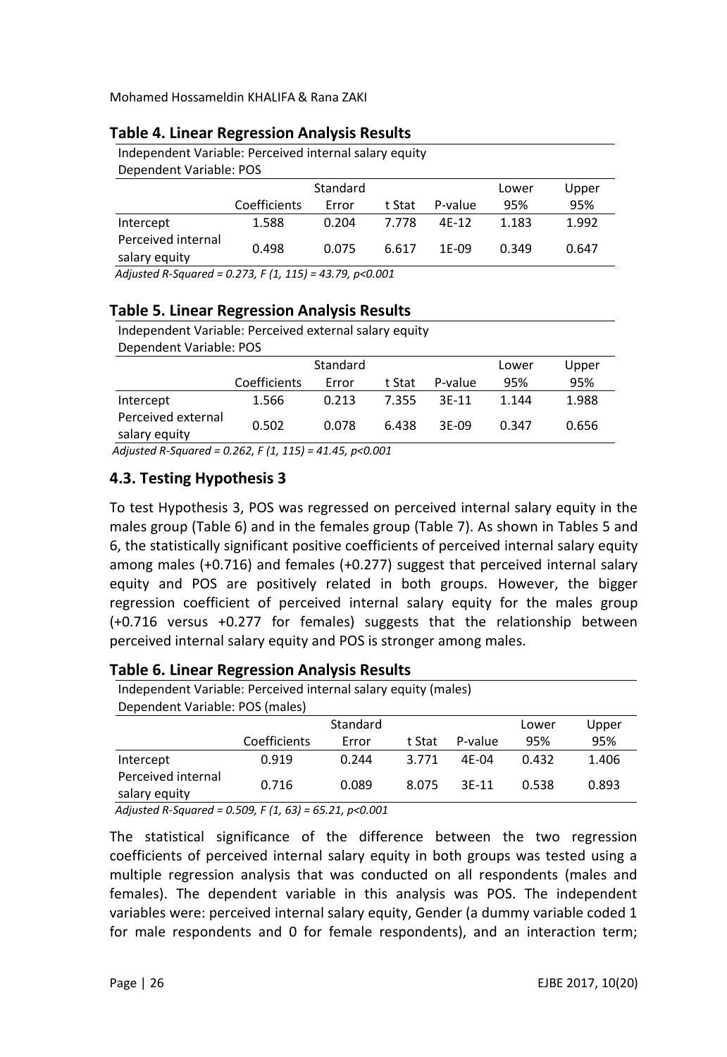**Table 4. Linear Regression Analysis Results**

Independent Variable: Perceived internal salary equity
Dependent Variable: POS

| | Coefficients | Standard Error | t Stat | P-value | Lower 95% | Upper 95% |
|---|---|---|---|---|---|---|
| Intercept | 1.588 | 0.204 | 7.778 | 4E-12 | 1.183 | 1.992 |
| Perceived internal salary equity | 0.498 | 0.075 | 6.617 | 1E-09 | 0.349 | 0.647 |

*Adjusted R-Squared = 0.273, F (1, 115) = 43.79, p<0.001*

**Table 5. Linear Regression Analysis Results**

Independent Variable: Perceived external salary equity
Dependent Variable: POS

| | Coefficients | Standard Error | t Stat | P-value | Lower 95% | Upper 95% |
|---|---|---|---|---|---|---|
| Intercept | 1.566 | 0.213 | 7.355 | 3E-11 | 1.144 | 1.988 |
| Perceived external salary equity | 0.502 | 0.078 | 6.438 | 3E-09 | 0.347 | 0.656 |

*Adjusted R-Squared = 0.262, F (1, 115) = 41.45, p<0.001*

### 4.3. Testing Hypothesis 3

To test Hypothesis 3, POS was regressed on perceived internal salary equity in the males group (Table 6) and in the females group (Table 7). As shown in Tables 5 and 6, the statistically significant positive coefficients of perceived internal salary equity among males (+0.716) and females (+0.277) suggest that perceived internal salary equity and POS are positively related in both groups. However, the bigger regression coefficient of perceived internal salary equity for the males group (+0.716 versus +0.277 for females) suggests that the relationship between perceived internal salary equity and POS is stronger among males.

**Table 6. Linear Regression Analysis Results**

Independent Variable: Perceived internal salary equity (males)
Dependent Variable: POS (males)

| | Coefficients | Standard Error | t Stat | P-value | Lower 95% | Upper 95% |
|---|---|---|---|---|---|---|
| Intercept | 0.919 | 0.244 | 3.771 | 4E-04 | 0.432 | 1.406 |
| Perceived internal salary equity | 0.716 | 0.089 | 8.075 | 3E-11 | 0.538 | 0.893 |

*Adjusted R-Squared = 0.509, F (1, 63) = 65.21, p<0.001*

The statistical significance of the difference between the two regression coefficients of perceived internal salary equity in both groups was tested using a multiple regression analysis that was conducted on all respondents (males and females). The dependent variable in this analysis was POS. The independent variables were: perceived internal salary equity, Gender (a dummy variable coded 1 for male respondents and 0 for female respondents), and an interaction term;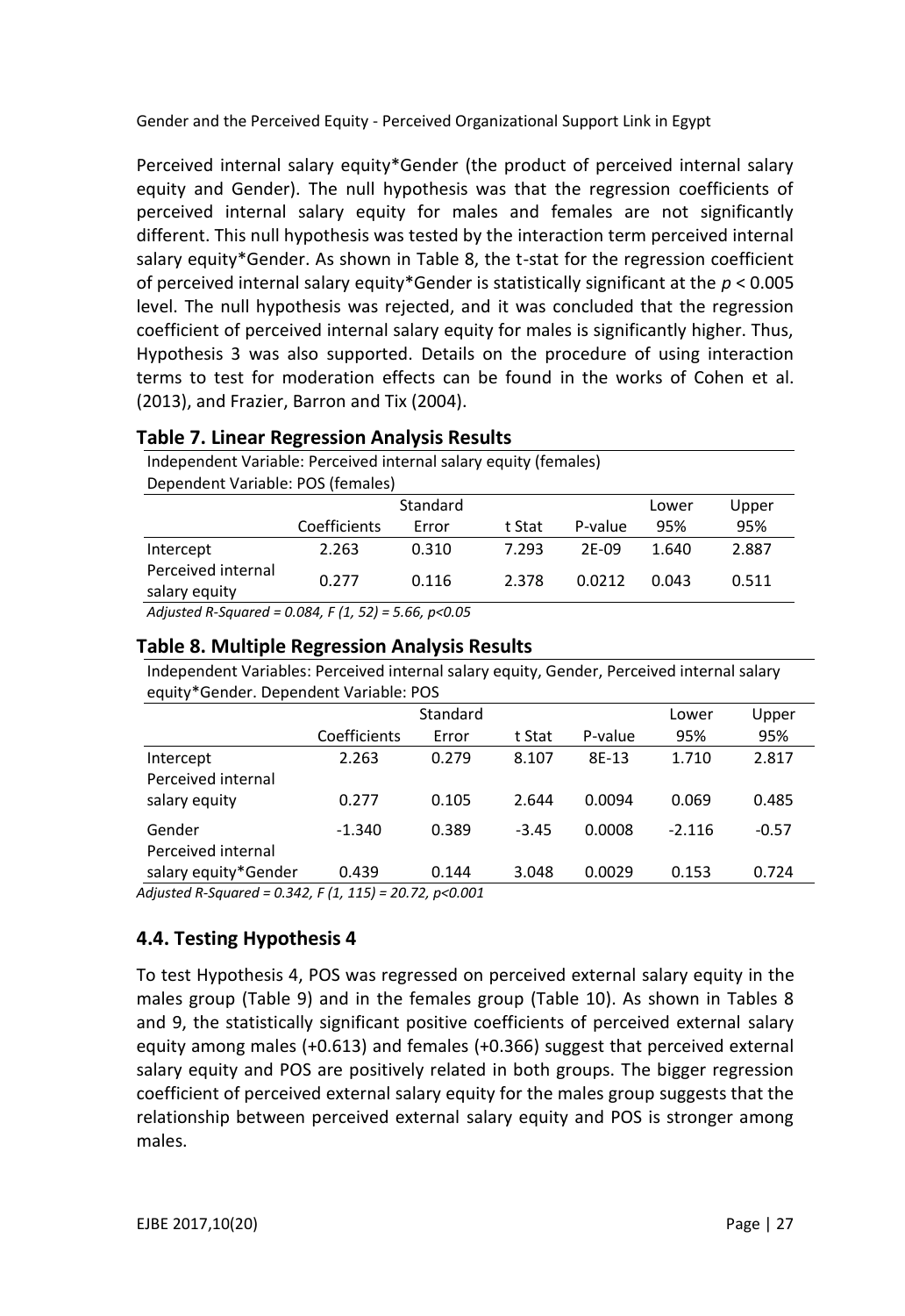Perceived internal salary equity*Gender (the product of perceived internal salary equity and Gender). The null hypothesis was that the regression coefficients of perceived internal salary equity for males and females are not significantly different. This null hypothesis was tested by the interaction term perceived internal salary equity*Gender. As shown in Table 8, the t-stat for the regression coefficient of perceived internal salary equity*Gender is statistically significant at the $p < 0.005$ level. The null hypothesis was rejected, and it was concluded that the regression coefficient of perceived internal salary equity for males is significantly higher. Thus, Hypothesis 3 was also supported. Details on the procedure of using interaction terms to test for moderation effects can be found in the works of Cohen et al. (2013), and Frazier, Barron and Tix (2004).

### Table 7. Linear Regression Analysis Results

Independent Variable: Perceived internal salary equity (females)
Dependent Variable: POS (females)

| | Coefficients | Standard Error | t Stat | P-value | Lower 95% | Upper 95% |
|---|---|---|---|---|---|---|
| Intercept | 2.263 | 0.310 | 7.293 | 2E-09 | 1.640 | 2.887 |
| Perceived internal salary equity | 0.277 | 0.116 | 2.378 | 0.0212 | 0.043 | 0.511 |

*Adjusted R-Squared = 0.084, F (1, 52) = 5.66, p<0.05*

### Table 8. Multiple Regression Analysis Results

Independent Variables: Perceived internal salary equity, Gender, Perceived internal salary equity*Gender. Dependent Variable: POS

| | Coefficients | Standard Error | t Stat | P-value | Lower 95% | Upper 95% |
|---|---|---|---|---|---|---|
| Intercept | 2.263 | 0.279 | 8.107 | 8E-13 | 1.710 | 2.817 |
| Perceived internal salary equity | 0.277 | 0.105 | 2.644 | 0.0094 | 0.069 | 0.485 |
| Gender | -1.340 | 0.389 | -3.45 | 0.0008 | -2.116 | -0.57 |
| Perceived internal salary equity*Gender | 0.439 | 0.144 | 3.048 | 0.0029 | 0.153 | 0.724 |

*Adjusted R-Squared = 0.342, F (1, 115) = 20.72, p<0.001*

## 4.4. Testing Hypothesis 4

To test Hypothesis 4, POS was regressed on perceived external salary equity in the males group (Table 9) and in the females group (Table 10). As shown in Tables 8 and 9, the statistically significant positive coefficients of perceived external salary equity among males (+0.613) and females (+0.366) suggest that perceived external salary equity and POS are positively related in both groups. The bigger regression coefficient of perceived external salary equity for the males group suggests that the relationship between perceived external salary equity and POS is stronger among males.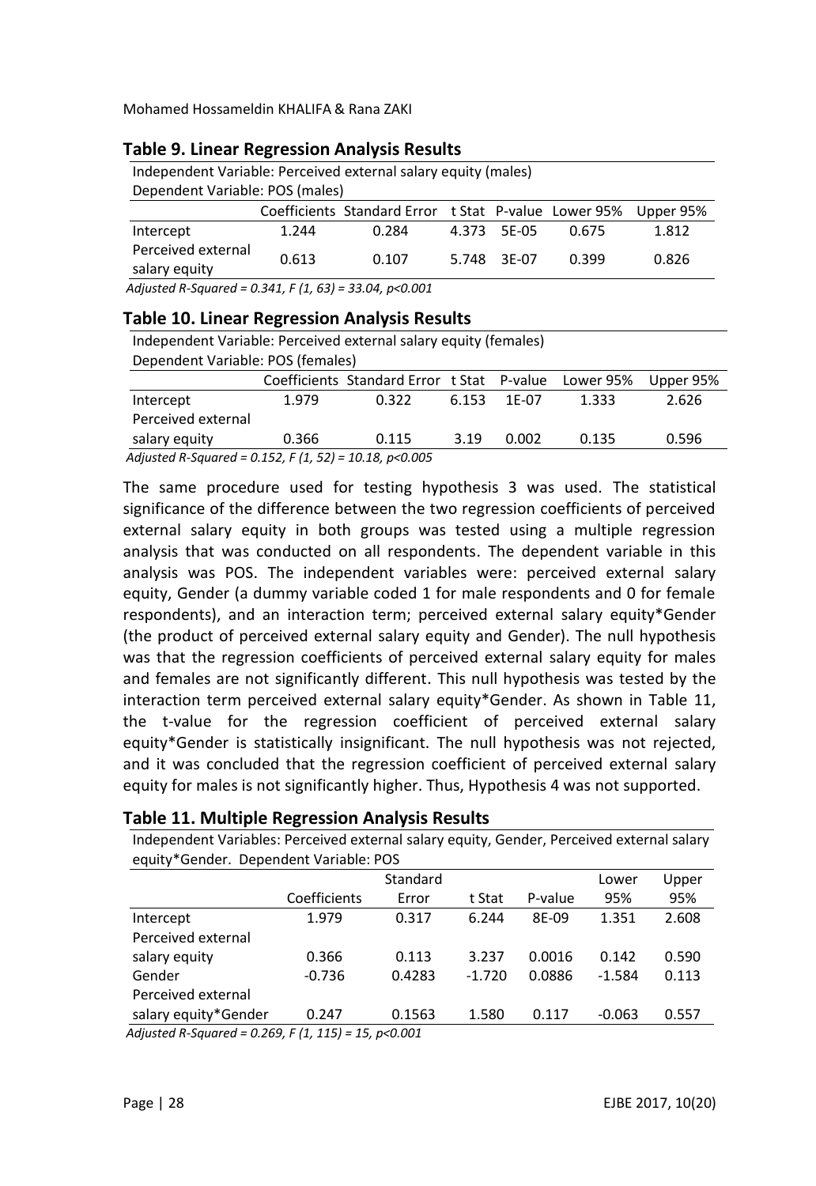### Table 9. Linear Regression Analysis Results

Independent Variable: Perceived external salary equity (males)
Dependent Variable: POS (males)

| | Coefficients | Standard Error | t Stat | P-value | Lower 95% | Upper 95% |
|---|---|---|---|---|---|---|
| Intercept | 1.244 | 0.284 | 4.373 | 5E-05 | 0.675 | 1.812 |
| Perceived external salary equity | 0.613 | 0.107 | 5.748 | 3E-07 | 0.399 | 0.826 |

*Adjusted R-Squared = 0.341, F (1, 63) = 33.04, p<0.001*

### Table 10. Linear Regression Analysis Results

Independent Variable: Perceived external salary equity (females)
Dependent Variable: POS (females)

| | Coefficients | Standard Error | t Stat | P-value | Lower 95% | Upper 95% |
|---|---|---|---|---|---|---|
| Intercept | 1.979 | 0.322 | 6.153 | 1E-07 | 1.333 | 2.626 |
| Perceived external salary equity | 0.366 | 0.115 | 3.19 | 0.002 | 0.135 | 0.596 |

*Adjusted R-Squared = 0.152, F (1, 52) = 10.18, p<0.005*

The same procedure used for testing hypothesis 3 was used. The statistical significance of the difference between the two regression coefficients of perceived external salary equity in both groups was tested using a multiple regression analysis that was conducted on all respondents. The dependent variable in this analysis was POS. The independent variables were: perceived external salary equity, Gender (a dummy variable coded 1 for male respondents and 0 for female respondents), and an interaction term; perceived external salary equity*Gender (the product of perceived external salary equity and Gender). The null hypothesis was that the regression coefficients of perceived external salary equity for males and females are not significantly different. This null hypothesis was tested by the interaction term perceived external salary equity*Gender. As shown in Table 11, the t-value for the regression coefficient of perceived external salary equity*Gender is statistically insignificant. The null hypothesis was not rejected, and it was concluded that the regression coefficient of perceived external salary equity for males is not significantly higher. Thus, Hypothesis 4 was not supported.

### Table 11. Multiple Regression Analysis Results

Independent Variables: Perceived external salary equity, Gender, Perceived external salary equity*Gender. Dependent Variable: POS

| | Coefficients | Standard Error | t Stat | P-value | Lower 95% | Upper 95% |
|---|---|---|---|---|---|---|
| Intercept | 1.979 | 0.317 | 6.244 | 8E-09 | 1.351 | 2.608 |
| Perceived external salary equity | 0.366 | 0.113 | 3.237 | 0.0016 | 0.142 | 0.590 |
| Gender | -0.736 | 0.4283 | -1.720 | 0.0886 | -1.584 | 0.113 |
| Perceived external salary equity*Gender | 0.247 | 0.1563 | 1.580 | 0.117 | -0.063 | 0.557 |

*Adjusted R-Squared = 0.269, F (1, 115) = 15, p<0.001*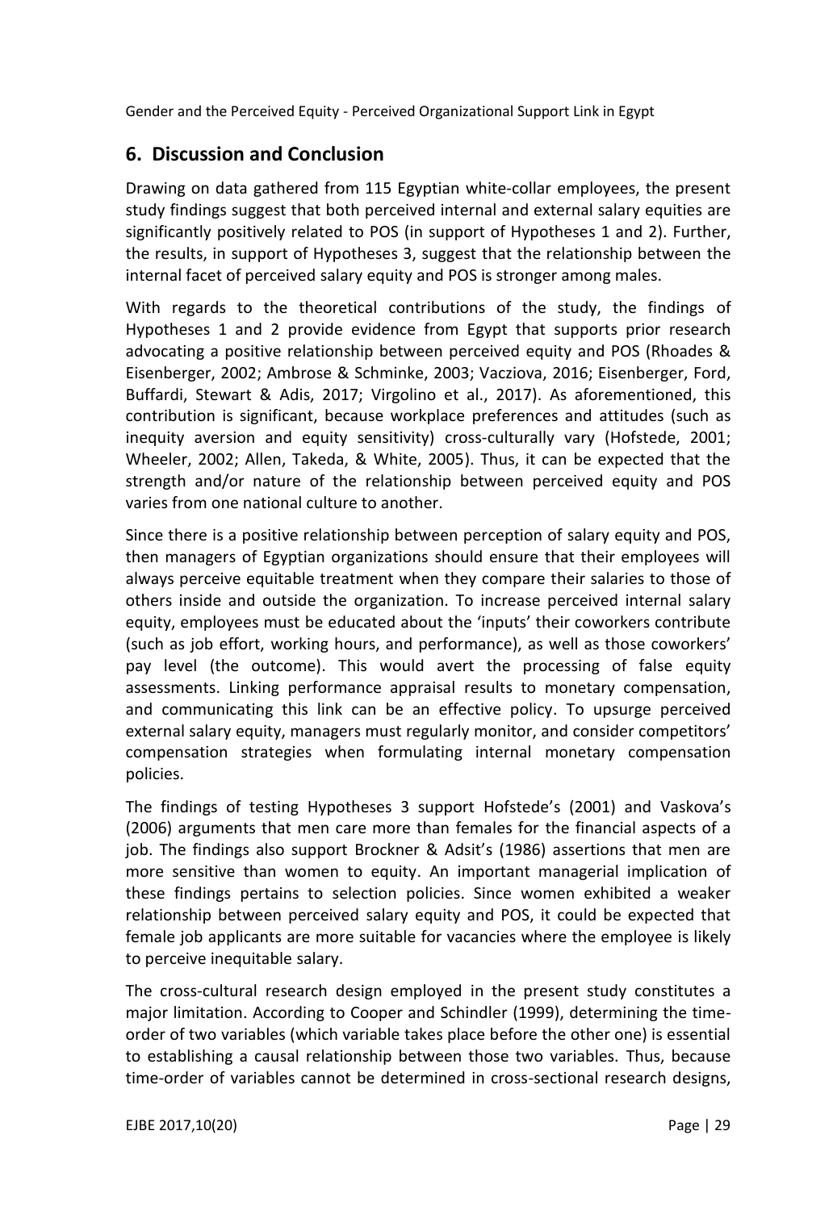## 6. Discussion and Conclusion

Drawing on data gathered from 115 Egyptian white-collar employees, the present study findings suggest that both perceived internal and external salary equities are significantly positively related to POS (in support of Hypotheses 1 and 2). Further, the results, in support of Hypotheses 3, suggest that the relationship between the internal facet of perceived salary equity and POS is stronger among males.

With regards to the theoretical contributions of the study, the findings of Hypotheses 1 and 2 provide evidence from Egypt that supports prior research advocating a positive relationship between perceived equity and POS (Rhoades & Eisenberger, 2002; Ambrose & Schminke, 2003; Vacziova, 2016; Eisenberger, Ford, Buffardi, Stewart & Adis, 2017; Virgolino et al., 2017). As aforementioned, this contribution is significant, because workplace preferences and attitudes (such as inequity aversion and equity sensitivity) cross-culturally vary (Hofstede, 2001; Wheeler, 2002; Allen, Takeda, & White, 2005). Thus, it can be expected that the strength and/or nature of the relationship between perceived equity and POS varies from one national culture to another.

Since there is a positive relationship between perception of salary equity and POS, then managers of Egyptian organizations should ensure that their employees will always perceive equitable treatment when they compare their salaries to those of others inside and outside the organization. To increase perceived internal salary equity, employees must be educated about the 'inputs' their coworkers contribute (such as job effort, working hours, and performance), as well as those coworkers' pay level (the outcome). This would avert the processing of false equity assessments. Linking performance appraisal results to monetary compensation, and communicating this link can be an effective policy. To upsurge perceived external salary equity, managers must regularly monitor, and consider competitors' compensation strategies when formulating internal monetary compensation policies.

The findings of testing Hypotheses 3 support Hofstede's (2001) and Vaskova's (2006) arguments that men care more than females for the financial aspects of a job. The findings also support Brockner & Adsit's (1986) assertions that men are more sensitive than women to equity. An important managerial implication of these findings pertains to selection policies. Since women exhibited a weaker relationship between perceived salary equity and POS, it could be expected that female job applicants are more suitable for vacancies where the employee is likely to perceive inequitable salary.

The cross-cultural research design employed in the present study constitutes a major limitation. According to Cooper and Schindler (1999), determining the time-order of two variables (which variable takes place before the other one) is essential to establishing a causal relationship between those two variables. Thus, because time-order of variables cannot be determined in cross-sectional research designs,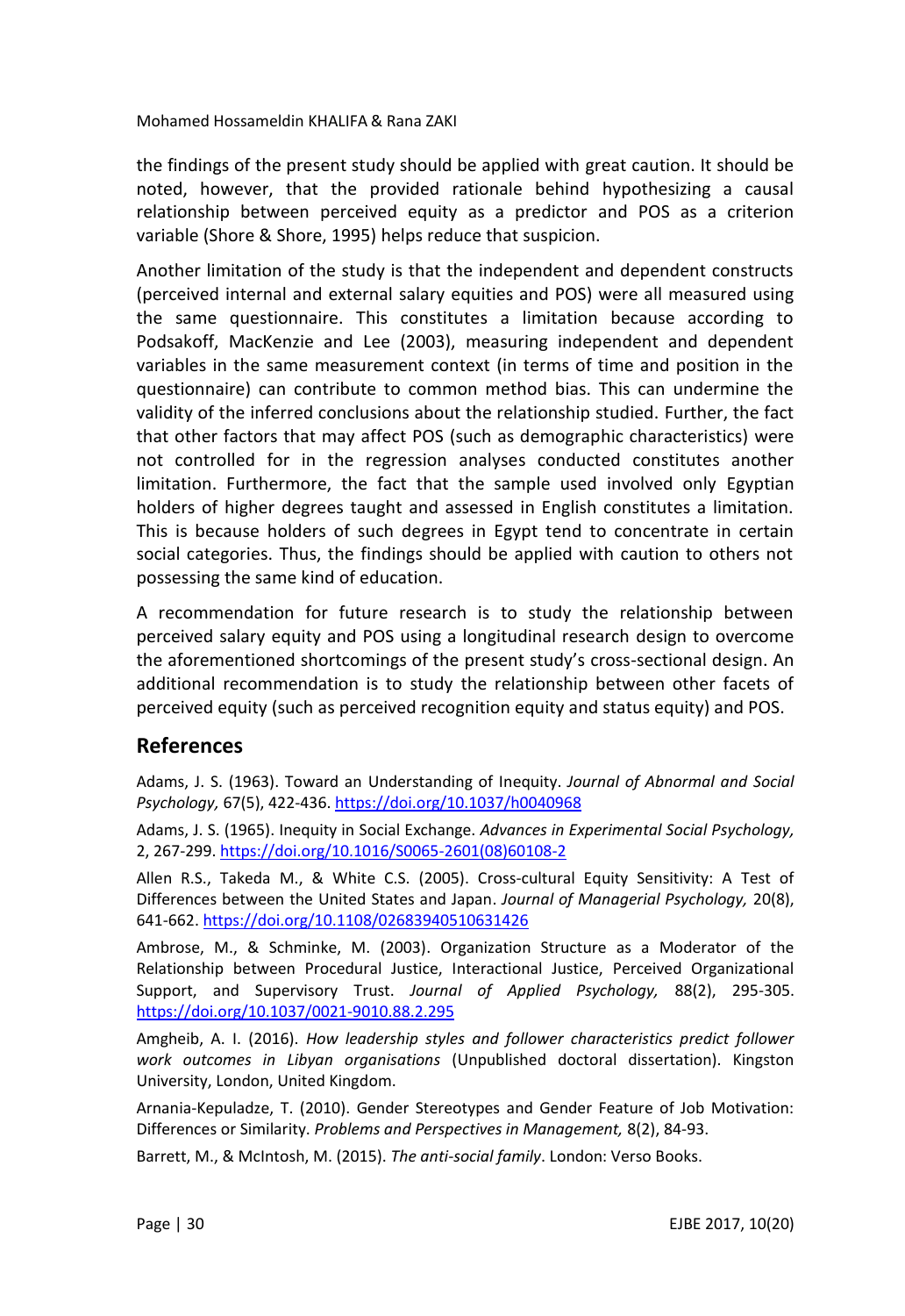the findings of the present study should be applied with great caution. It should be noted, however, that the provided rationale behind hypothesizing a causal relationship between perceived equity as a predictor and POS as a criterion variable (Shore & Shore, 1995) helps reduce that suspicion.

Another limitation of the study is that the independent and dependent constructs (perceived internal and external salary equities and POS) were all measured using the same questionnaire. This constitutes a limitation because according to Podsakoff, MacKenzie and Lee (2003), measuring independent and dependent variables in the same measurement context (in terms of time and position in the questionnaire) can contribute to common method bias. This can undermine the validity of the inferred conclusions about the relationship studied. Further, the fact that other factors that may affect POS (such as demographic characteristics) were not controlled for in the regression analyses conducted constitutes another limitation. Furthermore, the fact that the sample used involved only Egyptian holders of higher degrees taught and assessed in English constitutes a limitation. This is because holders of such degrees in Egypt tend to concentrate in certain social categories. Thus, the findings should be applied with caution to others not possessing the same kind of education.

A recommendation for future research is to study the relationship between perceived salary equity and POS using a longitudinal research design to overcome the aforementioned shortcomings of the present study's cross-sectional design. An additional recommendation is to study the relationship between other facets of perceived equity (such as perceived recognition equity and status equity) and POS.

## References

Adams, J. S. (1963). Toward an Understanding of Inequity. *Journal of Abnormal and Social Psychology,* 67(5), 422-436. https://doi.org/10.1037/h0040968

Adams, J. S. (1965). Inequity in Social Exchange. *Advances in Experimental Social Psychology,* 2, 267-299. https://doi.org/10.1016/S0065-2601(08)60108-2

Allen R.S., Takeda M., & White C.S. (2005). Cross-cultural Equity Sensitivity: A Test of Differences between the United States and Japan. *Journal of Managerial Psychology,* 20(8), 641-662. https://doi.org/10.1108/02683940510631426

Ambrose, M., & Schminke, M. (2003). Organization Structure as a Moderator of the Relationship between Procedural Justice, Interactional Justice, Perceived Organizational Support, and Supervisory Trust. *Journal of Applied Psychology,* 88(2), 295-305. https://doi.org/10.1037/0021-9010.88.2.295

Amgheib, A. I. (2016). *How leadership styles and follower characteristics predict follower work outcomes in Libyan organisations* (Unpublished doctoral dissertation). Kingston University, London, United Kingdom.

Arnania-Kepuladze, T. (2010). Gender Stereotypes and Gender Feature of Job Motivation: Differences or Similarity. *Problems and Perspectives in Management,* 8(2), 84-93.

Barrett, M., & McIntosh, M. (2015). *The anti-social family*. London: Verso Books.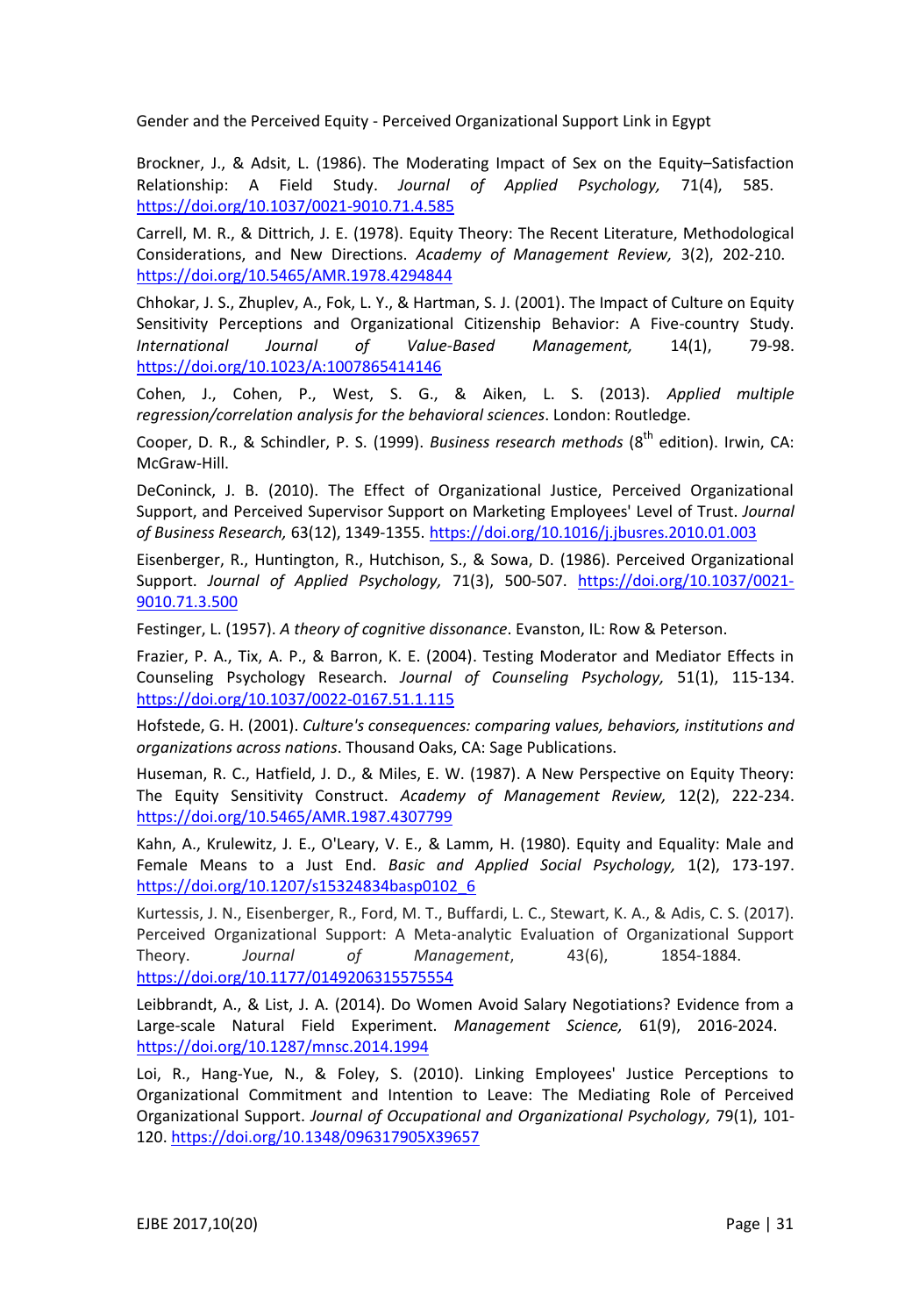Brockner, J., & Adsit, L. (1986). The Moderating Impact of Sex on the Equity–Satisfaction Relationship: A Field Study. *Journal of Applied Psychology,* 71(4), 585. https://doi.org/10.1037/0021-9010.71.4.585

Carrell, M. R., & Dittrich, J. E. (1978). Equity Theory: The Recent Literature, Methodological Considerations, and New Directions. *Academy of Management Review,* 3(2), 202-210. https://doi.org/10.5465/AMR.1978.4294844

Chhokar, J. S., Zhuplev, A., Fok, L. Y., & Hartman, S. J. (2001). The Impact of Culture on Equity Sensitivity Perceptions and Organizational Citizenship Behavior: A Five-country Study. *International Journal of Value-Based Management,* 14(1), 79-98. https://doi.org/10.1023/A:1007865414146

Cohen, J., Cohen, P., West, S. G., & Aiken, L. S. (2013). *Applied multiple regression/correlation analysis for the behavioral sciences*. London: Routledge.

Cooper, D. R., & Schindler, P. S. (1999). *Business research methods* (8th edition). Irwin, CA: McGraw-Hill.

DeConinck, J. B. (2010). The Effect of Organizational Justice, Perceived Organizational Support, and Perceived Supervisor Support on Marketing Employees' Level of Trust. *Journal of Business Research,* 63(12), 1349-1355. https://doi.org/10.1016/j.jbusres.2010.01.003

Eisenberger, R., Huntington, R., Hutchison, S., & Sowa, D. (1986). Perceived Organizational Support. *Journal of Applied Psychology,* 71(3), 500-507. https://doi.org/10.1037/0021-9010.71.3.500

Festinger, L. (1957). *A theory of cognitive dissonance*. Evanston, IL: Row & Peterson.

Frazier, P. A., Tix, A. P., & Barron, K. E. (2004). Testing Moderator and Mediator Effects in Counseling Psychology Research. *Journal of Counseling Psychology,* 51(1), 115-134. https://doi.org/10.1037/0022-0167.51.1.115

Hofstede, G. H. (2001). *Culture's consequences: comparing values, behaviors, institutions and organizations across nations*. Thousand Oaks, CA: Sage Publications.

Huseman, R. C., Hatfield, J. D., & Miles, E. W. (1987). A New Perspective on Equity Theory: The Equity Sensitivity Construct. *Academy of Management Review,* 12(2), 222-234. https://doi.org/10.5465/AMR.1987.4307799

Kahn, A., Krulewitz, J. E., O'Leary, V. E., & Lamm, H. (1980). Equity and Equality: Male and Female Means to a Just End. *Basic and Applied Social Psychology,* 1(2), 173-197. https://doi.org/10.1207/s15324834basp0102_6

Kurtessis, J. N., Eisenberger, R., Ford, M. T., Buffardi, L. C., Stewart, K. A., & Adis, C. S. (2017). Perceived Organizational Support: A Meta-analytic Evaluation of Organizational Support Theory. *Journal of Management*, 43(6), 1854-1884. https://doi.org/10.1177/0149206315575554

Leibbrandt, A., & List, J. A. (2014). Do Women Avoid Salary Negotiations? Evidence from a Large-scale Natural Field Experiment. *Management Science,* 61(9), 2016-2024. https://doi.org/10.1287/mnsc.2014.1994

Loi, R., Hang-Yue, N., & Foley, S. (2010). Linking Employees' Justice Perceptions to Organizational Commitment and Intention to Leave: The Mediating Role of Perceived Organizational Support. *Journal of Occupational and Organizational Psychology,* 79(1), 101-120. https://doi.org/10.1348/096317905X39657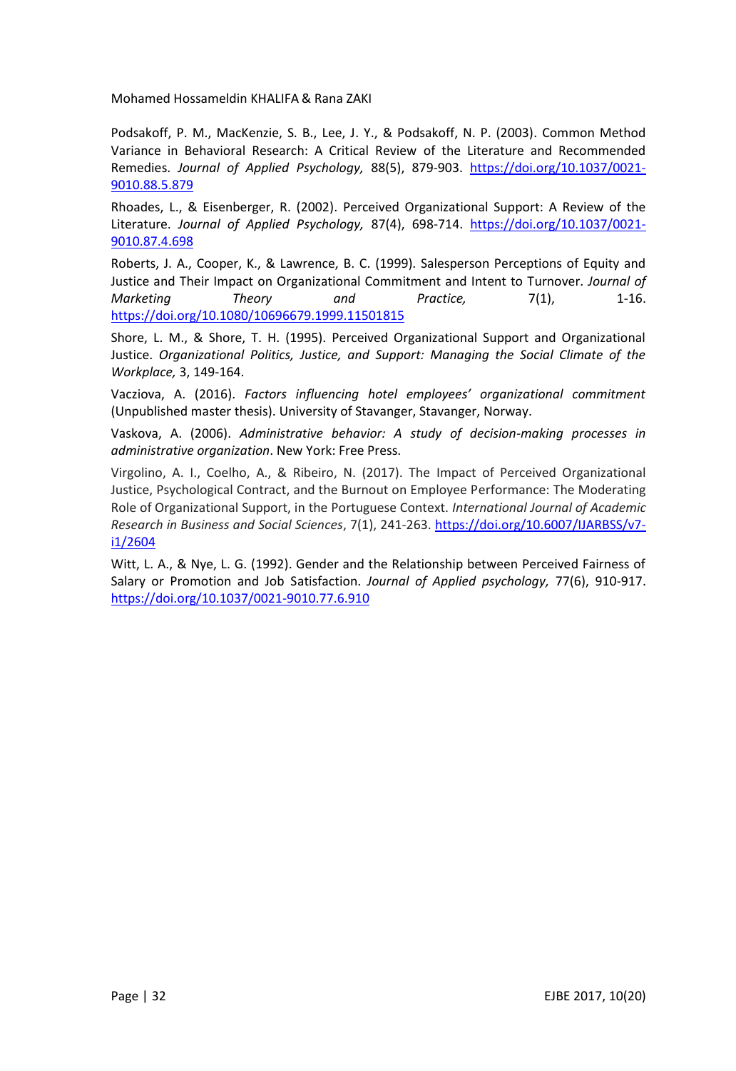Podsakoff, P. M., MacKenzie, S. B., Lee, J. Y., & Podsakoff, N. P. (2003). Common Method Variance in Behavioral Research: A Critical Review of the Literature and Recommended Remedies. *Journal of Applied Psychology,* 88(5), 879-903. https://doi.org/10.1037/0021-9010.88.5.879

Rhoades, L., & Eisenberger, R. (2002). Perceived Organizational Support: A Review of the Literature. *Journal of Applied Psychology,* 87(4), 698-714. https://doi.org/10.1037/0021-9010.87.4.698

Roberts, J. A., Cooper, K., & Lawrence, B. C. (1999). Salesperson Perceptions of Equity and Justice and Their Impact on Organizational Commitment and Intent to Turnover. *Journal of Marketing Theory and Practice,* 7(1), 1-16. https://doi.org/10.1080/10696679.1999.11501815

Shore, L. M., & Shore, T. H. (1995). Perceived Organizational Support and Organizational Justice. *Organizational Politics, Justice, and Support: Managing the Social Climate of the Workplace,* 3, 149-164.

Vacziova, A. (2016). *Factors influencing hotel employees' organizational commitment* (Unpublished master thesis). University of Stavanger, Stavanger, Norway.

Vaskova, A. (2006). *Administrative behavior: A study of decision-making processes in administrative organization*. New York: Free Press.

Virgolino, A. I., Coelho, A., & Ribeiro, N. (2017). The Impact of Perceived Organizational Justice, Psychological Contract, and the Burnout on Employee Performance: The Moderating Role of Organizational Support, in the Portuguese Context. *International Journal of Academic Research in Business and Social Sciences*, 7(1), 241-263. https://doi.org/10.6007/IJARBSS/v7-i1/2604

Witt, L. A., & Nye, L. G. (1992). Gender and the Relationship between Perceived Fairness of Salary or Promotion and Job Satisfaction. *Journal of Applied psychology,* 77(6), 910-917. https://doi.org/10.1037/0021-9010.77.6.910